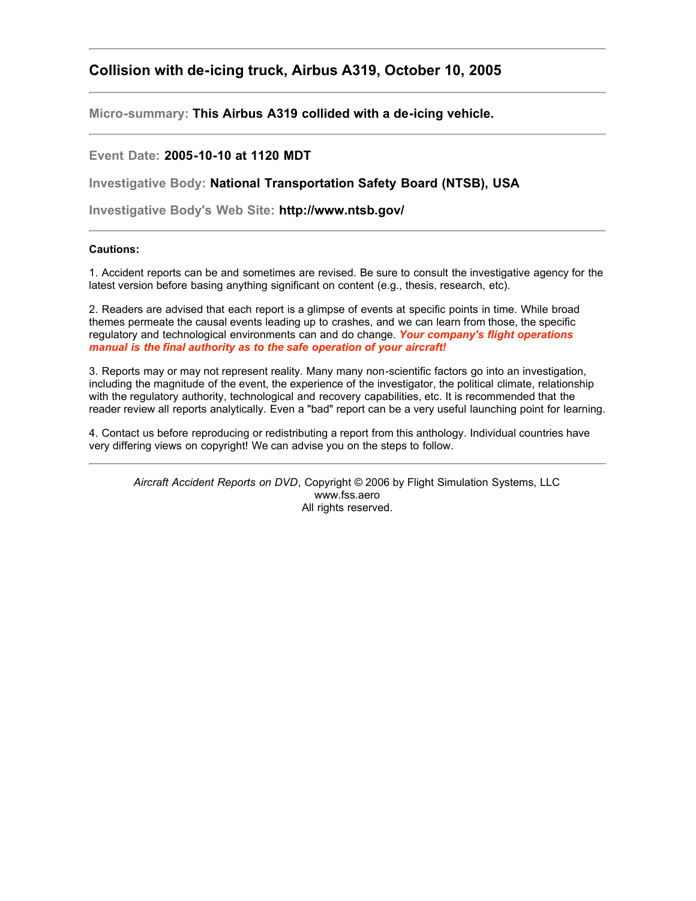## Collision with de-icing truck, Airbus A319, October 10, 2005

---

**Micro-summary:** **This Airbus A319 collided with a de-icing vehicle.**

---

**Event Date:** **2005-10-10 at 1120 MDT**

**Investigative Body:** **National Transportation Safety Board (NTSB), USA**

**Investigative Body's Web Site:** **http://www.ntsb.gov/**

---

**Cautions:**

1. Accident reports can be and sometimes are revised. Be sure to consult the investigative agency for the latest version before basing anything significant on content (e.g., thesis, research, etc).

2. Readers are advised that each report is a glimpse of events at specific points in time. While broad themes permeate the causal events leading up to crashes, and we can learn from those, the specific regulatory and technological environments can and do change. ***Your company's flight operations manual is the final authority as to the safe operation of your aircraft!***

3. Reports may or may not represent reality. Many many non-scientific factors go into an investigation, including the magnitude of the event, the experience of the investigator, the political climate, relationship with the regulatory authority, technological and recovery capabilities, etc. It is recommended that the reader review all reports analytically. Even a "bad" report can be a very useful launching point for learning.

4. Contact us before reproducing or redistributing a report from this anthology. Individual countries have very differing views on copyright! We can advise you on the steps to follow.

---

*Aircraft Accident Reports on DVD*, Copyright © 2006 by Flight Simulation Systems, LLC
www.fss.aero
All rights reserved.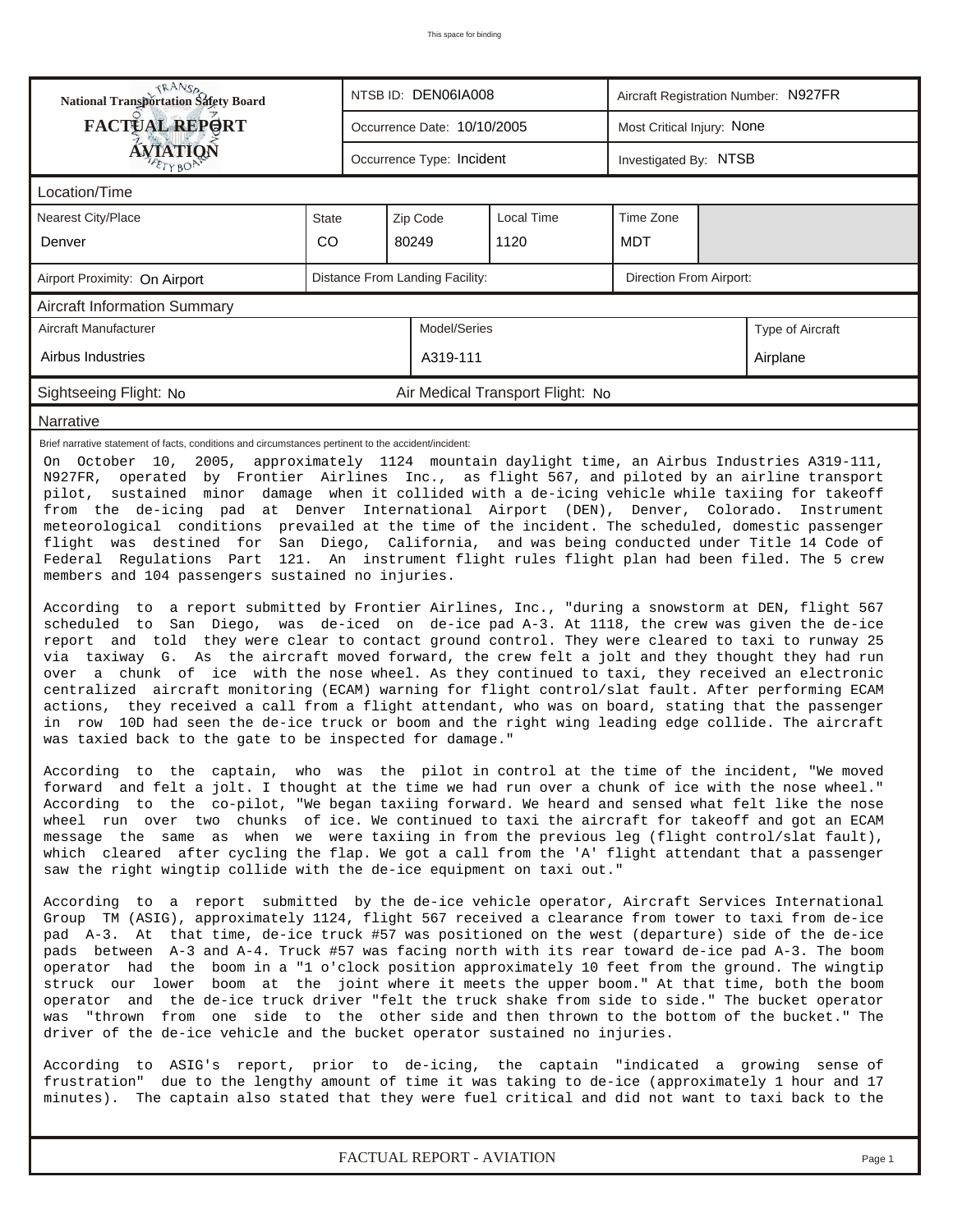This space for binding

| National Transportation Safety Board FACTUAL REPORT AVIATION | NTSB ID: DEN06IA008 | Aircraft Registration Number: N927FR |
|---|---|---|
| | Occurrence Date: 10/10/2005 | Most Critical Injury: None |
| | Occurrence Type: Incident | Investigated By: NTSB |

## Location/Time

| Nearest City/Place | State | Zip Code | Local Time | Time Zone |
|---|---|---|---|---|
| Denver | CO | 80249 | 1120 | MDT |

| Airport Proximity: On Airport | Distance From Landing Facility: | Direction From Airport: |
|---|---|---|

## Aircraft Information Summary

| Aircraft Manufacturer | Model/Series | Type of Aircraft |
|---|---|---|
| Airbus Industries | A319-111 | Airplane |

Sightseeing Flight: No | Air Medical Transport Flight: No

## Narrative

Brief narrative statement of facts, conditions and circumstances pertinent to the accident/incident:

On October 10, 2005, approximately 1124 mountain daylight time, an Airbus Industries A319-111, N927FR, operated by Frontier Airlines Inc., as flight 567, and piloted by an airline transport pilot, sustained minor damage when it collided with a de-icing vehicle while taxiing for takeoff from the de-icing pad at Denver International Airport (DEN), Denver, Colorado. Instrument meteorological conditions prevailed at the time of the incident. The scheduled, domestic passenger flight was destined for San Diego, California, and was being conducted under Title 14 Code of Federal Regulations Part 121. An instrument flight rules flight plan had been filed. The 5 crew members and 104 passengers sustained no injuries.

According to a report submitted by Frontier Airlines, Inc., "during a snowstorm at DEN, flight 567 scheduled to San Diego, was de-iced on de-ice pad A-3. At 1118, the crew was given the de-ice report and told they were clear to contact ground control. They were cleared to taxi to runway 25 via taxiway G. As the aircraft moved forward, the crew felt a jolt and they thought they had run over a chunk of ice with the nose wheel. As they continued to taxi, they received an electronic centralized aircraft monitoring (ECAM) warning for flight control/slat fault. After performing ECAM actions, they received a call from a flight attendant, who was on board, stating that the passenger in row 10D had seen the de-ice truck or boom and the right wing leading edge collide. The aircraft was taxied back to the gate to be inspected for damage."

According to the captain, who was the pilot in control at the time of the incident, "We moved forward and felt a jolt. I thought at the time we had run over a chunk of ice with the nose wheel." According to the co-pilot, "We began taxiing forward. We heard and sensed what felt like the nose wheel run over two chunks of ice. We continued to taxi the aircraft for takeoff and got an ECAM message the same as when we were taxiing in from the previous leg (flight control/slat fault), which cleared after cycling the flap. We got a call from the 'A' flight attendant that a passenger saw the right wingtip collide with the de-ice equipment on taxi out."

According to a report submitted by the de-ice vehicle operator, Aircraft Services International Group TM (ASIG), approximately 1124, flight 567 received a clearance from tower to taxi from de-ice pad A-3. At that time, de-ice truck #57 was positioned on the west (departure) side of the de-ice pads between A-3 and A-4. Truck #57 was facing north with its rear toward de-ice pad A-3. The boom operator had the boom in a "1 o'clock position approximately 10 feet from the ground. The wingtip struck our lower boom at the joint where it meets the upper boom." At that time, both the boom operator and the de-ice truck driver "felt the truck shake from side to side." The bucket operator was "thrown from one side to the other side and then thrown to the bottom of the bucket." The driver of the de-ice vehicle and the bucket operator sustained no injuries.

According to ASIG's report, prior to de-icing, the captain "indicated a growing sense of frustration" due to the lengthy amount of time it was taking to de-ice (approximately 1 hour and 17 minutes). The captain also stated that they were fuel critical and did not want to taxi back to the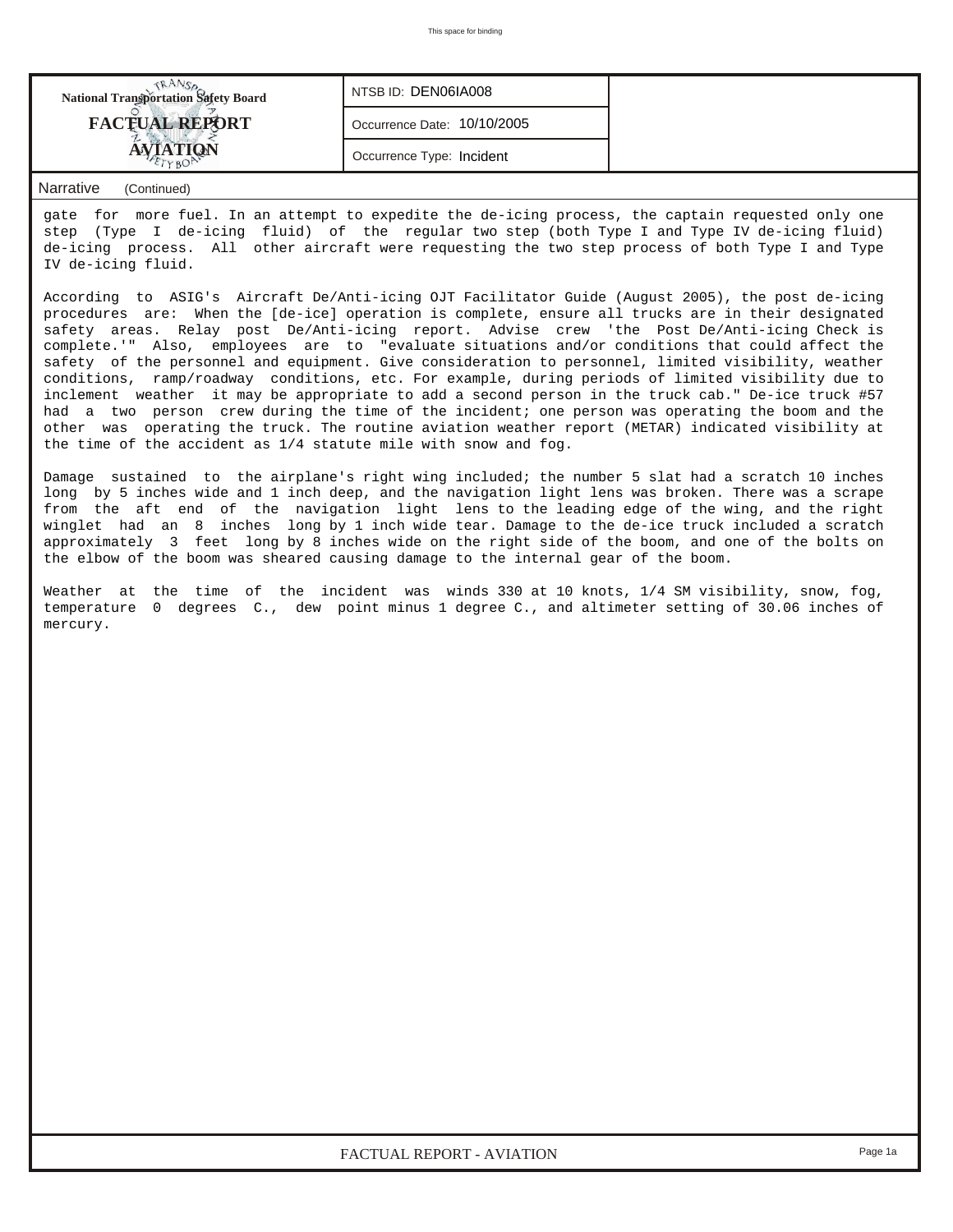**National Transportation Safety Board**
**FACTUAL REPORT**
**AVIATION**

| NTSB ID: DEN06IA008 |
|---|
| Occurrence Date: 10/10/2005 |
| Occurrence Type: Incident |

## Narrative (Continued)

gate for more fuel. In an attempt to expedite the de-icing process, the captain requested only one step (Type I de-icing fluid) of the regular two step (both Type I and Type IV de-icing fluid) de-icing process. All other aircraft were requesting the two step process of both Type I and Type IV de-icing fluid.

According to ASIG's Aircraft De/Anti-icing OJT Facilitator Guide (August 2005), the post de-icing procedures are: When the [de-ice] operation is complete, ensure all trucks are in their designated safety areas. Relay post De/Anti-icing report. Advise crew 'the Post De/Anti-icing Check is complete.'" Also, employees are to "evaluate situations and/or conditions that could affect the safety of the personnel and equipment. Give consideration to personnel, limited visibility, weather conditions, ramp/roadway conditions, etc. For example, during periods of limited visibility due to inclement weather it may be appropriate to add a second person in the truck cab." De-ice truck #57 had a two person crew during the time of the incident; one person was operating the boom and the other was operating the truck. The routine aviation weather report (METAR) indicated visibility at the time of the accident as 1/4 statute mile with snow and fog.

Damage sustained to the airplane's right wing included; the number 5 slat had a scratch 10 inches long by 5 inches wide and 1 inch deep, and the navigation light lens was broken. There was a scrape from the aft end of the navigation light lens to the leading edge of the wing, and the right winglet had an 8 inches long by 1 inch wide tear. Damage to the de-ice truck included a scratch approximately 3 feet long by 8 inches wide on the right side of the boom, and one of the bolts on the elbow of the boom was sheared causing damage to the internal gear of the boom.

Weather at the time of the incident was winds 330 at 10 knots, 1/4 SM visibility, snow, fog, temperature 0 degrees C., dew point minus 1 degree C., and altimeter setting of 30.06 inches of mercury.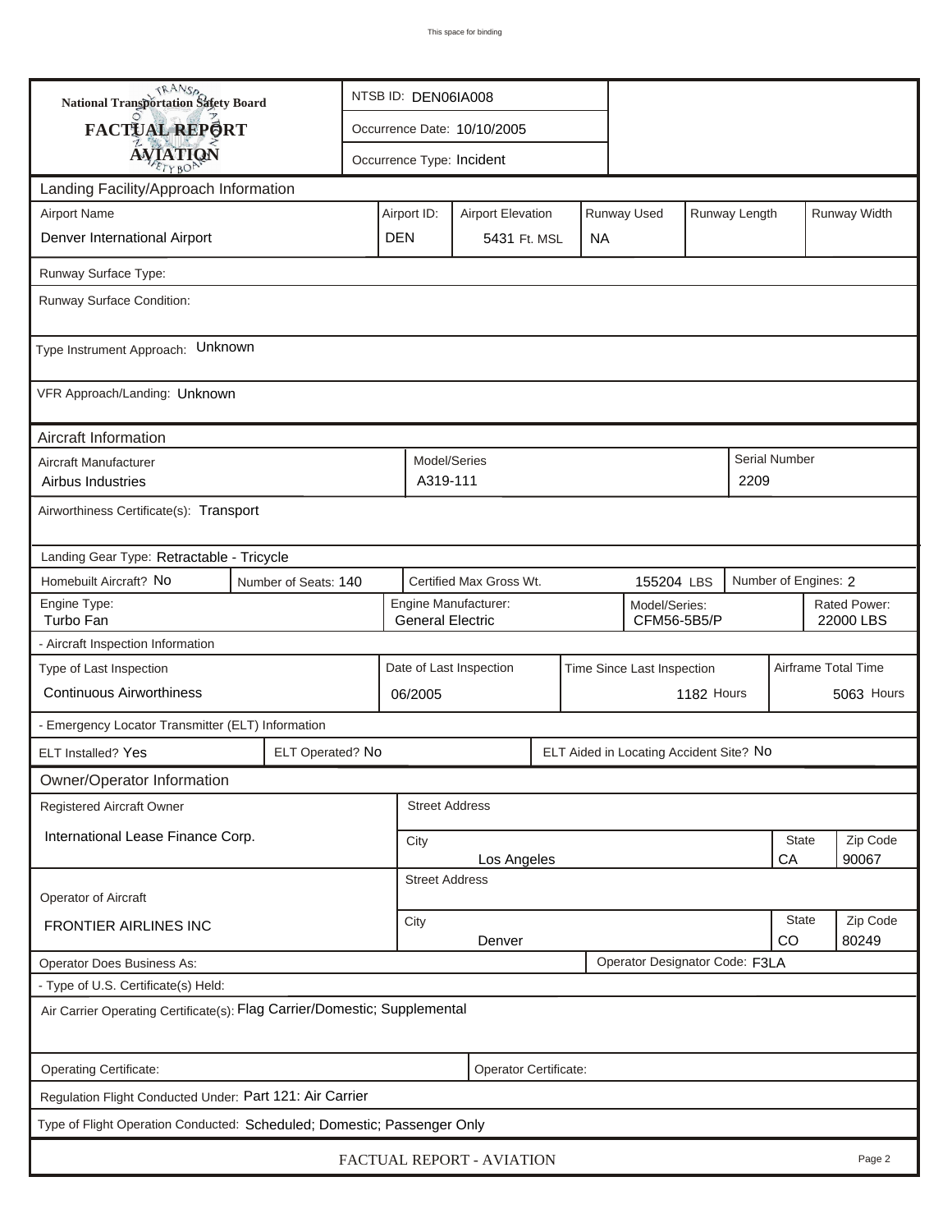This space for binding

**National Transportation Safety Board**
**FACTUAL REPORT**
**AVIATION**

NTSB ID: DEN06IA008
Occurrence Date: 10/10/2005
Occurrence Type: Incident

## Landing Facility/Approach Information

| Airport Name | Airport ID: | Airport Elevation | Runway Used | Runway Length | Runway Width |
|---|---|---|---|---|---|
| Denver International Airport | DEN | 5431 Ft. MSL | NA | | |

Runway Surface Type:

Runway Surface Condition:

Type Instrument Approach: Unknown

VFR Approach/Landing: Unknown

## Aircraft Information

| Aircraft Manufacturer | Model/Series | Serial Number |
|---|---|---|
| Airbus Industries | A319-111 | 2209 |

Airworthiness Certificate(s): Transport

Landing Gear Type: Retractable - Tricycle

| Homebuilt Aircraft? | Number of Seats: | Certified Max Gross Wt. | Number of Engines: |
|---|---|---|---|
| No | 140 | 155204 LBS | 2 |

| Engine Type: | Engine Manufacturer: | Model/Series: | Rated Power: |
|---|---|---|---|
| Turbo Fan | General Electric | CFM56-5B5/P | 22000 LBS |

- Aircraft Inspection Information

| Type of Last Inspection | Date of Last Inspection | Time Since Last Inspection | Airframe Total Time |
|---|---|---|---|
| Continuous Airworthiness | 06/2005 | 1182 Hours | 5063 Hours |

- Emergency Locator Transmitter (ELT) Information

| ELT Installed? | ELT Operated? | ELT Aided in Locating Accident Site? |
|---|---|---|
| Yes | No | No |

## Owner/Operator Information

| Registered Aircraft Owner | Street Address | City | State | Zip Code |
|---|---|---|---|---|
| International Lease Finance Corp. | | Los Angeles | CA | 90067 |

| Operator of Aircraft | Street Address | City | State | Zip Code |
|---|---|---|---|---|
| FRONTIER AIRLINES INC | | Denver | CO | 80249 |

Operator Does Business As:

Operator Designator Code: F3LA

- Type of U.S. Certificate(s) Held:

Air Carrier Operating Certificate(s): Flag Carrier/Domestic; Supplemental

Operating Certificate:

Operator Certificate:

Regulation Flight Conducted Under: Part 121: Air Carrier

Type of Flight Operation Conducted: Scheduled; Domestic; Passenger Only

FACTUAL REPORT - AVIATION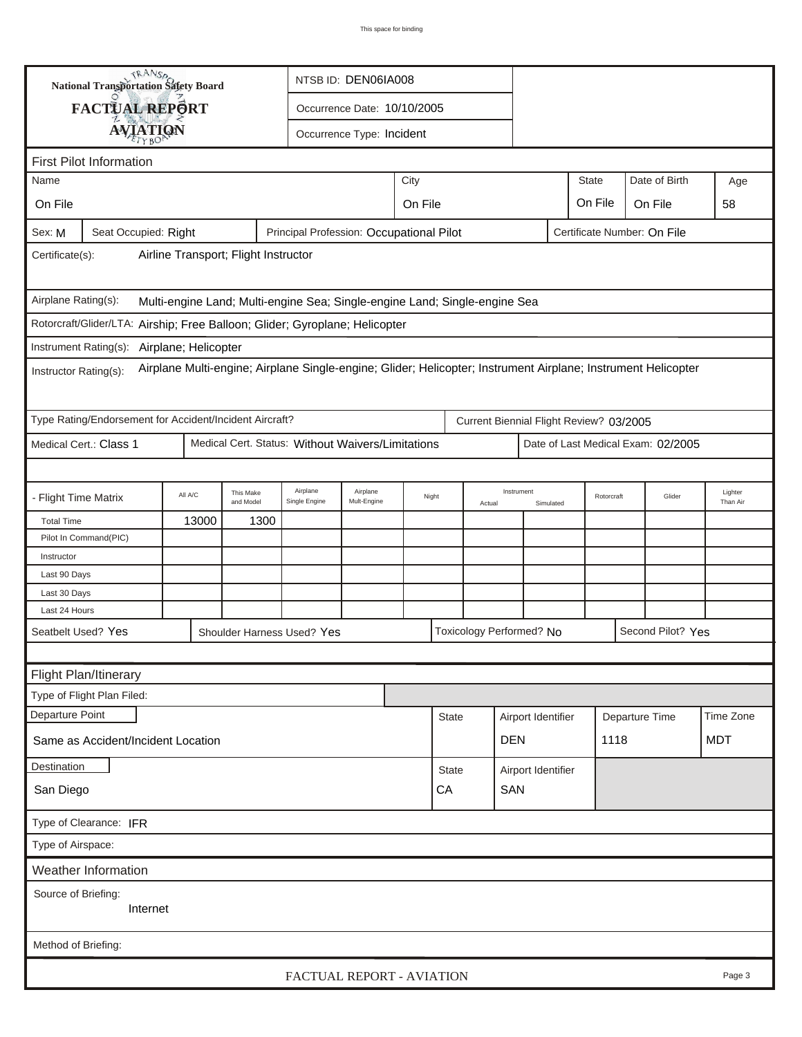National Transportation Safety Board

**FACTUAL REPORT**

**AVIATION**

NTSB ID: DEN06IA008

Occurrence Date: 10/10/2005

Occurrence Type: Incident

## First Pilot Information

| Name | City | State | Date of Birth | Age |
|---|---|---|---|---|
| On File | On File | On File | On File | 58 |

Sex: M | Seat Occupied: Right | Principal Profession: Occupational Pilot | Certificate Number: On File

Certificate(s): Airline Transport; Flight Instructor

Airplane Rating(s): Multi-engine Land; Multi-engine Sea; Single-engine Land; Single-engine Sea

Rotorcraft/Glider/LTA: Airship; Free Balloon; Glider; Gyroplane; Helicopter

Instrument Rating(s): Airplane; Helicopter

Instructor Rating(s): Airplane Multi-engine; Airplane Single-engine; Glider; Helicopter; Instrument Airplane; Instrument Helicopter

Type Rating/Endorsement for Accident/Incident Aircraft? | Current Biennial Flight Review? 03/2005

Medical Cert.: Class 1 | Medical Cert. Status: Without Waivers/Limitations | Date of Last Medical Exam: 02/2005

| - Flight Time Matrix | All A/C | This Make and Model | Airplane Single Engine | Airplane Mult-Engine | Night | Instrument Actual | Instrument Simulated | Rotorcraft | Glider | Lighter Than Air |
|---|---|---|---|---|---|---|---|---|---|---|
| Total Time | 13000 | 1300 | | | | | | | | |
| Pilot In Command(PIC) | | | | | | | | | | |
| Instructor | | | | | | | | | | |
| Last 90 Days | | | | | | | | | | |
| Last 30 Days | | | | | | | | | | |
| Last 24 Hours | | | | | | | | | | |

Seatbelt Used? Yes | Shoulder Harness Used? Yes | Toxicology Performed? No | Second Pilot? Yes

## Flight Plan/Itinerary

Type of Flight Plan Filed:

| Departure Point | State | Airport Identifier | Departure Time | Time Zone |
|---|---|---|---|---|
| Same as Accident/Incident Location | | DEN | 1118 | MDT |

| Destination | State | Airport Identifier |
|---|---|---|
| San Diego | CA | SAN |

Type of Clearance: IFR

Type of Airspace:

## Weather Information

Source of Briefing: Internet

Method of Briefing: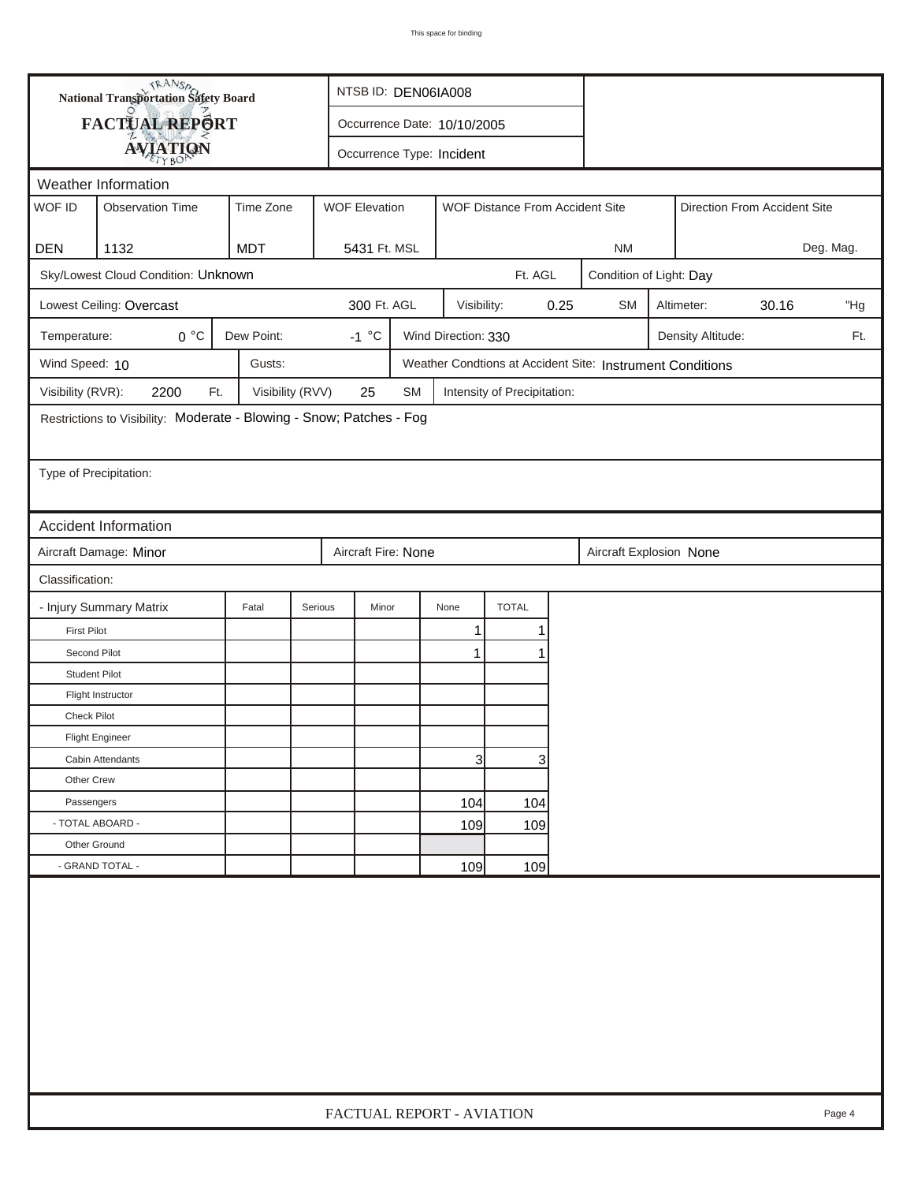# National Transportation Safety Board
## FACTUAL REPORT
## AVIATION

NTSB ID: DEN06IA008

Occurrence Date: 10/10/2005

Occurrence Type: Incident

### Weather Information

| WOF ID | Observation Time | Time Zone | WOF Elevation | WOF Distance From Accident Site | Direction From Accident Site |
|---|---|---|---|---|---|
| DEN | 1132 | MDT | 5431 Ft. MSL | NM | Deg. Mag. |

Sky/Lowest Cloud Condition: Unknown Ft. AGL

Condition of Light: Day

Lowest Ceiling: Overcast 300 Ft. AGL

Visibility: 0.25 SM

Altimeter: 30.16 "Hg

Temperature: 0 °C

Dew Point: -1 °C

Wind Direction: 330

Density Altitude: Ft.

Wind Speed: 10

Gusts:

Weather Condtions at Accident Site: Instrument Conditions

Visibility (RVR): 2200 Ft.

Visibility (RVV) 25 SM

Intensity of Precipitation:

Restrictions to Visibility: Moderate - Blowing - Snow; Patches - Fog

Type of Precipitation:

### Accident Information

Aircraft Damage: Minor

Aircraft Fire: None

Aircraft Explosion None

Classification:

| - Injury Summary Matrix | Fatal | Serious | Minor | None | TOTAL |
|---|---|---|---|---|---|
| First Pilot | | | | 1 | 1 |
| Second Pilot | | | | 1 | 1 |
| Student Pilot | | | | | |
| Flight Instructor | | | | | |
| Check Pilot | | | | | |
| Flight Engineer | | | | | |
| Cabin Attendants | | | | 3 | 3 |
| Other Crew | | | | | |
| Passengers | | | | 104 | 104 |
| - TOTAL ABOARD - | | | | 109 | 109 |
| Other Ground | | | | | |
| - GRAND TOTAL - | | | | 109 | 109 |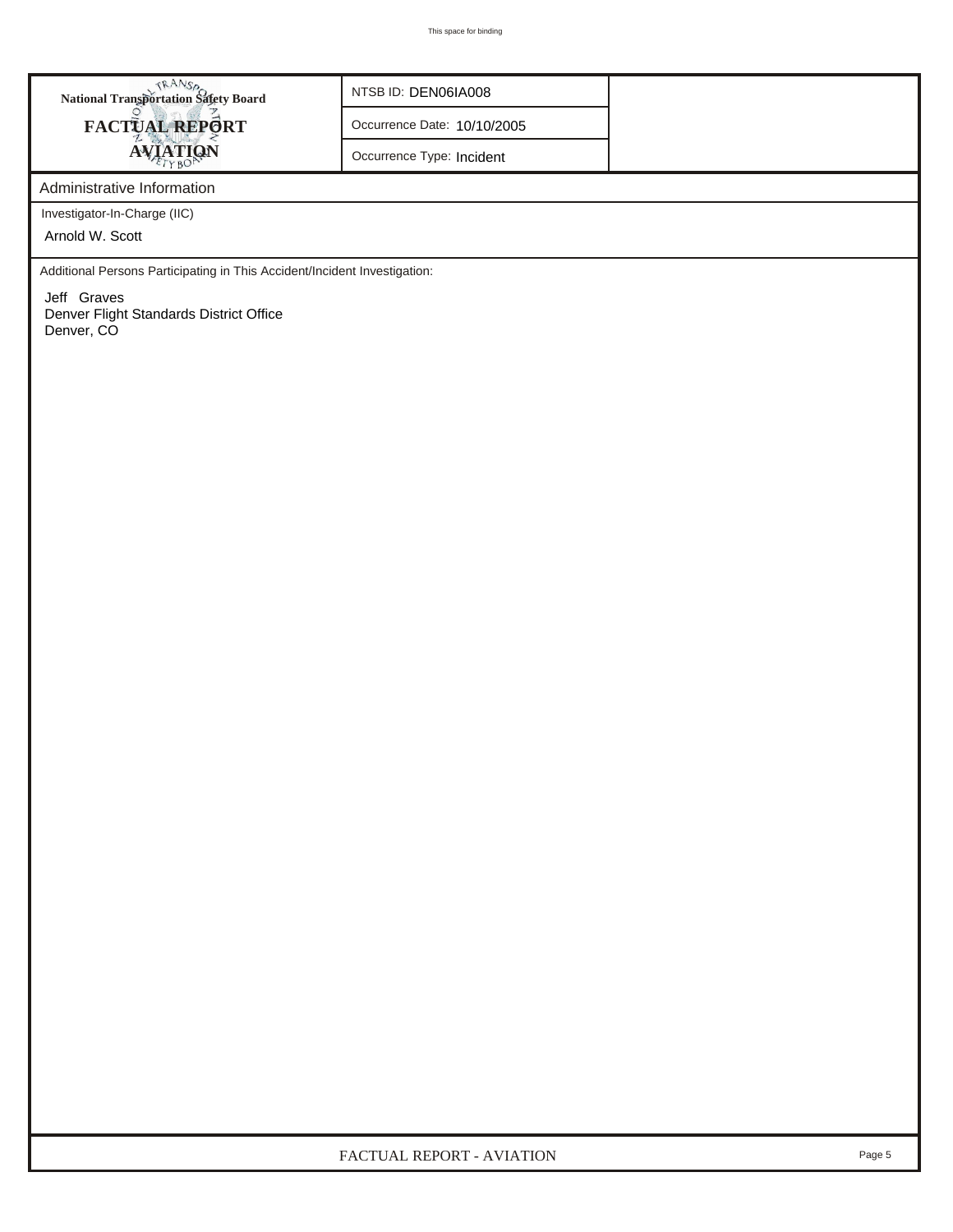**National Transportation Safety Board**
**FACTUAL REPORT**
**AVIATION**

| | |
|---|---|
| NTSB ID: DEN06IA008 | |
| Occurrence Date: 10/10/2005 | |
| Occurrence Type: Incident | |

## Administrative Information

Investigator-In-Charge (IIC)

Arnold W. Scott

Additional Persons Participating in This Accident/Incident Investigation:

Jeff Graves
Denver Flight Standards District Office
Denver, CO